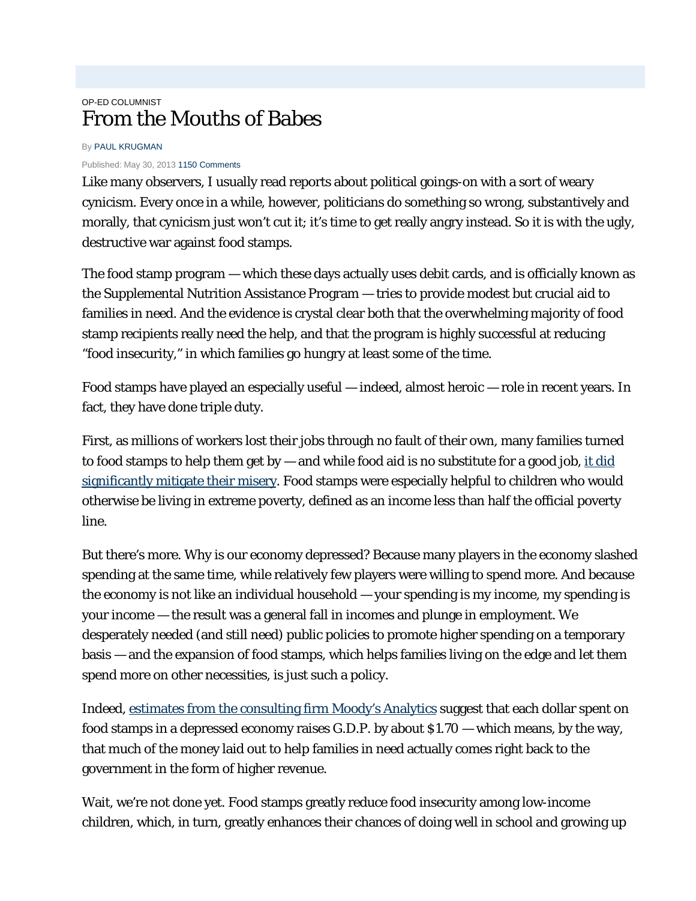OP-ED COLUMNIST

# From the Mouths of Babes

By PAUL KRUGMAN

Published: May 30, 2013 1150 Comments

Like many observers, I usually read reports about political goings-on with a sort of weary cynicism. Every once in a while, however, politicians do something so wrong, substantively and morally, that cynicism just won't cut it; it's time to get really angry instead. So it is with the ugly, destructive war against food stamps.

The food stamp program — which these days actually uses debit cards, and is officially known as the Supplemental Nutrition Assistance Program — tries to provide modest but crucial aid to families in need. And the evidence is crystal clear both that the overwhelming majority of food stamp recipients really need the help, and that the program is highly successful at reducing "food insecurity," in which families go hungry at least some of the time.

Food stamps have played an especially useful — indeed, almost heroic — role in recent years. In fact, they have done triple duty.

First, as millions of workers lost their jobs through no fault of their own, many families turned to food stamps to help them get by — and while food aid is no substitute for a good job, [it did significantly mitigate their misery]. Food stamps were especially helpful to children who would otherwise be living in extreme poverty, defined as an income less than half the official poverty line.

But there's more. Why is our economy depressed? Because many players in the economy slashed spending at the same time, while relatively few players were willing to spend more. And because the economy is not like an individual household — your spending is my income, my spending is your income — the result was a general fall in incomes and plunge in employment. We desperately needed (and still need) public policies to promote higher spending on a temporary basis — and the expansion of food stamps, which helps families living on the edge and let them spend more on other necessities, is just such a policy.

Indeed, [estimates from the consulting firm Moody's Analytics] suggest that each dollar spent on food stamps in a depressed economy raises G.D.P. by about $1.70 — which means, by the way, that much of the money laid out to help families in need actually comes right back to the government in the form of higher revenue.

Wait, we're not done yet. Food stamps greatly reduce food insecurity among low-income children, which, in turn, greatly enhances their chances of doing well in school and growing up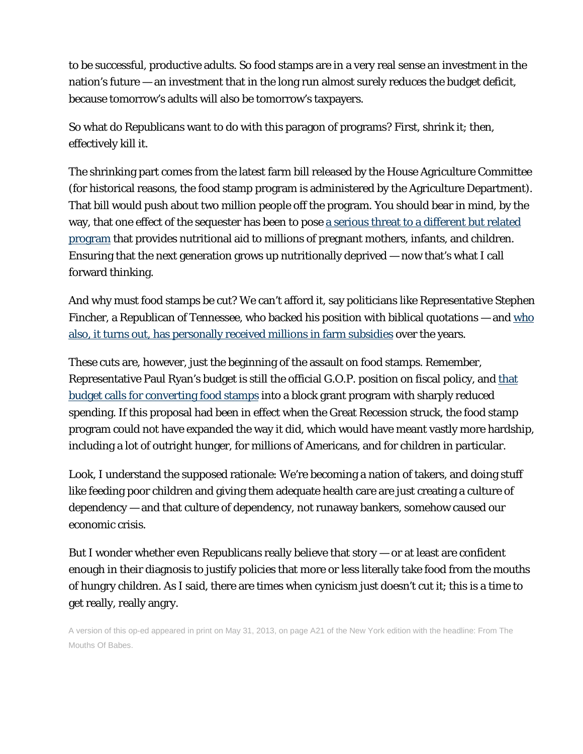to be successful, productive adults. So food stamps are in a very real sense an investment in the nation's future — an investment that in the long run almost surely reduces the budget deficit, because tomorrow's adults will also be tomorrow's taxpayers.

So what do Republicans want to do with this paragon of programs? First, shrink it; then, effectively kill it.

The shrinking part comes from the latest farm bill released by the House Agriculture Committee (for historical reasons, the food stamp program is administered by the Agriculture Department). That bill would push about two million people off the program. You should bear in mind, by the way, that one effect of the sequester has been to pose a serious threat to a different but related program that provides nutritional aid to millions of pregnant mothers, infants, and children. Ensuring that the next generation grows up nutritionally deprived — now that's what I call forward thinking.

And why must food stamps be cut? We can't afford it, say politicians like Representative Stephen Fincher, a Republican of Tennessee, who backed his position with biblical quotations — and who also, it turns out, has personally received millions in farm subsidies over the years.

These cuts are, however, just the beginning of the assault on food stamps. Remember, Representative Paul Ryan's budget is still the official G.O.P. position on fiscal policy, and that budget calls for converting food stamps into a block grant program with sharply reduced spending. If this proposal had been in effect when the Great Recession struck, the food stamp program could not have expanded the way it did, which would have meant vastly more hardship, including a lot of outright hunger, for millions of Americans, and for children in particular.

Look, I understand the supposed rationale: We're becoming a nation of takers, and doing stuff like feeding poor children and giving them adequate health care are just creating a culture of dependency — and that culture of dependency, not runaway bankers, somehow caused our economic crisis.

But I wonder whether even Republicans really believe that story — or at least are confident enough in their diagnosis to justify policies that more or less literally take food from the mouths of hungry children. As I said, there are times when cynicism just doesn't cut it; this is a time to get really, really angry.

A version of this op-ed appeared in print on May 31, 2013, on page A21 of the New York edition with the headline: From The Mouths Of Babes.